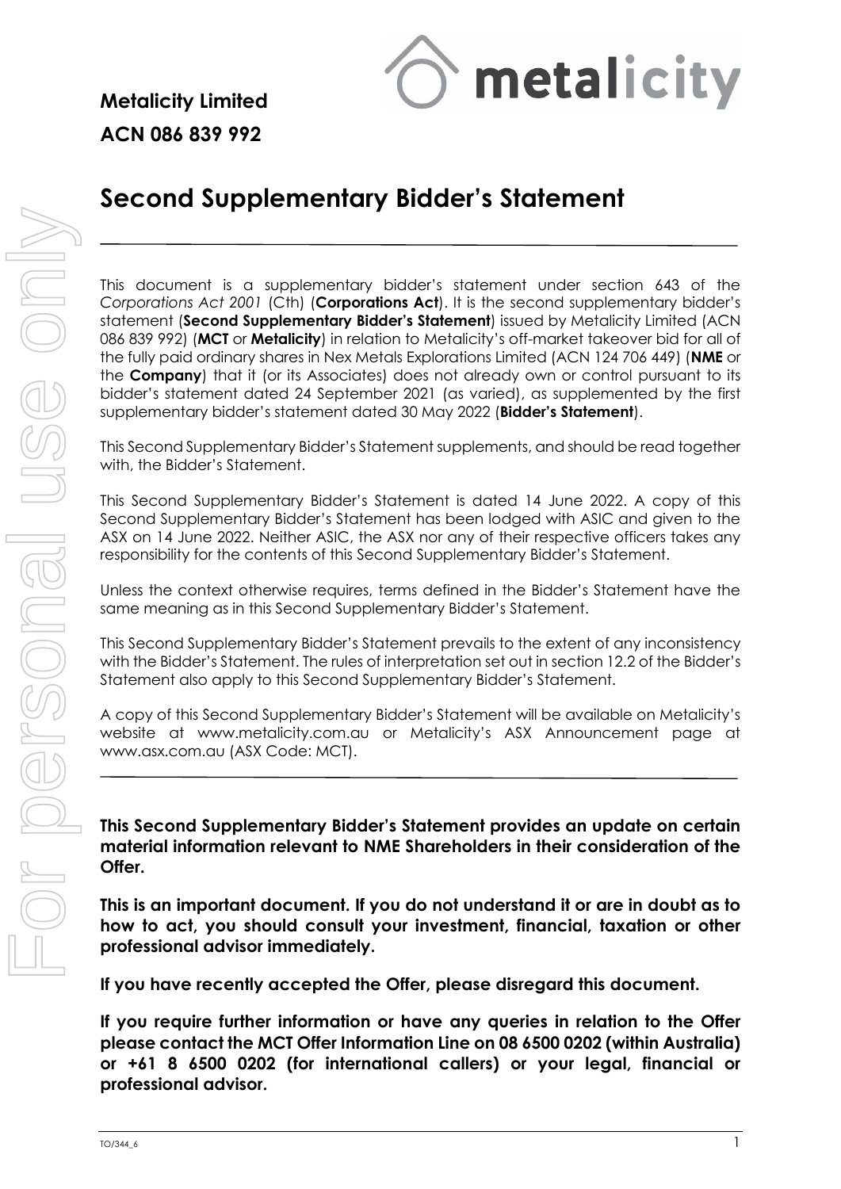**Metalicity Limited**

**ACN 086 839 992**

# Second Supplementary Bidder's Statement

This document is a supplementary bidder's statement under section 643 of the *Corporations Act 2001* (Cth) (**Corporations Act**). It is the second supplementary bidder's statement (**Second Supplementary Bidder's Statement**) issued by Metalicity Limited (ACN 086 839 992) (**MCT** or **Metalicity**) in relation to Metalicity's off-market takeover bid for all of the fully paid ordinary shares in Nex Metals Explorations Limited (ACN 124 706 449) (**NME** or the **Company**) that it (or its Associates) does not already own or control pursuant to its bidder's statement dated 24 September 2021 (as varied), as supplemented by the first supplementary bidder's statement dated 30 May 2022 (**Bidder's Statement**).

This Second Supplementary Bidder's Statement supplements, and should be read together with, the Bidder's Statement.

This Second Supplementary Bidder's Statement is dated 14 June 2022. A copy of this Second Supplementary Bidder's Statement has been lodged with ASIC and given to the ASX on 14 June 2022. Neither ASIC, the ASX nor any of their respective officers takes any responsibility for the contents of this Second Supplementary Bidder's Statement.

Unless the context otherwise requires, terms defined in the Bidder's Statement have the same meaning as in this Second Supplementary Bidder's Statement.

This Second Supplementary Bidder's Statement prevails to the extent of any inconsistency with the Bidder's Statement. The rules of interpretation set out in section 12.2 of the Bidder's Statement also apply to this Second Supplementary Bidder's Statement.

A copy of this Second Supplementary Bidder's Statement will be available on Metalicity's website at www.metalicity.com.au or Metalicity's ASX Announcement page at www.asx.com.au (ASX Code: MCT).

---

**This Second Supplementary Bidder's Statement provides an update on certain material information relevant to NME Shareholders in their consideration of the Offer.**

**This is an important document. If you do not understand it or are in doubt as to how to act, you should consult your investment, financial, taxation or other professional advisor immediately.**

**If you have recently accepted the Offer, please disregard this document.**

**If you require further information or have any queries in relation to the Offer please contact the MCT Offer Information Line on 08 6500 0202 (within Australia) or +61 8 6500 0202 (for international callers) or your legal, financial or professional advisor.**

TO/344_6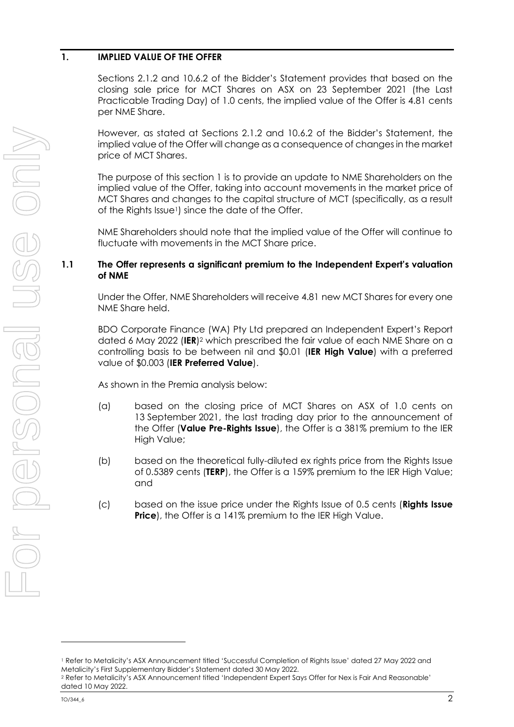## 1. IMPLIED VALUE OF THE OFFER

Sections 2.1.2 and 10.6.2 of the Bidder's Statement provides that based on the closing sale price for MCT Shares on ASX on 23 September 2021 (the Last Practicable Trading Day) of 1.0 cents, the implied value of the Offer is 4.81 cents per NME Share.

However, as stated at Sections 2.1.2 and 10.6.2 of the Bidder's Statement, the implied value of the Offer will change as a consequence of changes in the market price of MCT Shares.

The purpose of this section 1 is to provide an update to NME Shareholders on the implied value of the Offer, taking into account movements in the market price of MCT Shares and changes to the capital structure of MCT (specifically, as a result of the Rights Issue[1]) since the date of the Offer.

NME Shareholders should note that the implied value of the Offer will continue to fluctuate with movements in the MCT Share price.

### 1.1 The Offer represents a significant premium to the Independent Expert's valuation of NME

Under the Offer, NME Shareholders will receive 4.81 new MCT Shares for every one NME Share held.

BDO Corporate Finance (WA) Pty Ltd prepared an Independent Expert's Report dated 6 May 2022 (**IER**)[2] which prescribed the fair value of each NME Share on a controlling basis to be between nil and $0.01 (**IER High Value**) with a preferred value of $0.003 (**IER Preferred Value**).

As shown in the Premia analysis below:

(a) based on the closing price of MCT Shares on ASX of 1.0 cents on 13 September 2021, the last trading day prior to the announcement of the Offer (**Value Pre-Rights Issue**), the Offer is a 381% premium to the IER High Value;

(b) based on the theoretical fully-diluted ex rights price from the Rights Issue of 0.5389 cents (**TERP**), the Offer is a 159% premium to the IER High Value; and

(c) based on the issue price under the Rights Issue of 0.5 cents (**Rights Issue Price**), the Offer is a 141% premium to the IER High Value.

---

[1] Refer to Metalicity's ASX Announcement titled 'Successful Completion of Rights Issue' dated 27 May 2022 and Metalicity's First Supplementary Bidder's Statement dated 30 May 2022.

[2] Refer to Metalicity's ASX Announcement titled 'Independent Expert Says Offer for Nex is Fair And Reasonable' dated 10 May 2022.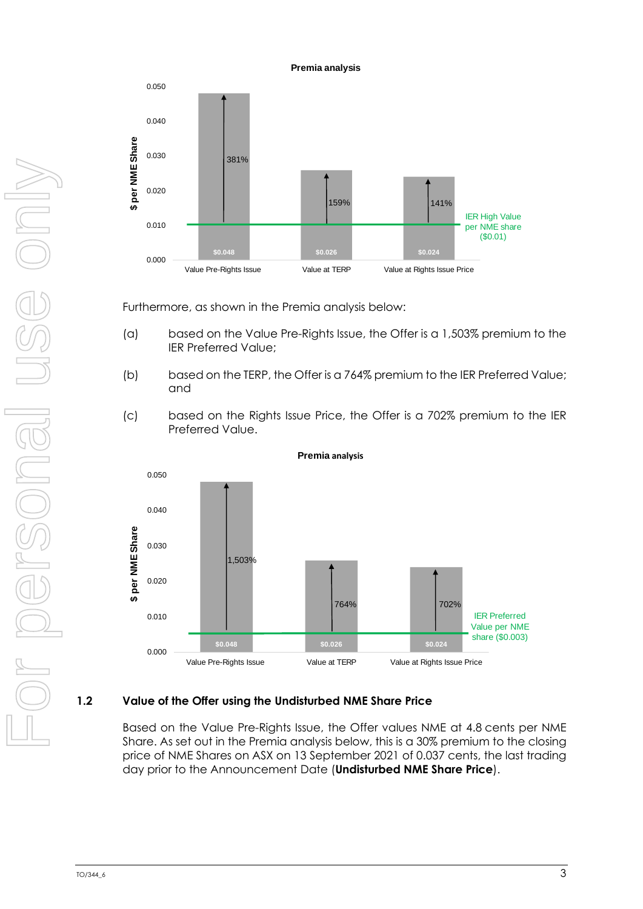**Premia analysis**

$ per NME Share

0.050
0.040
0.030
0.020
0.010
0.000

381%
159%
141%

$0.048
$0.026
$0.024

IER High Value per NME share ($0.01)

Value Pre-Rights Issue
Value at TERP
Value at Rights Issue Price

Furthermore, as shown in the Premia analysis below:

(a) based on the Value Pre-Rights Issue, the Offer is a 1,503% premium to the IER Preferred Value;

(b) based on the TERP, the Offer is a 764% premium to the IER Preferred Value; and

(c) based on the Rights Issue Price, the Offer is a 702% premium to the IER Preferred Value.

**Premia analysis**

$ per NME Share

0.050
0.040
0.030
0.020
0.010
0.000

1,503%
764%
702%

$0.048
$0.026
$0.024

IER Preferred Value per NME share ($0.003)

Value Pre-Rights Issue
Value at TERP
Value at Rights Issue Price

## 1.2 Value of the Offer using the Undisturbed NME Share Price

Based on the Value Pre-Rights Issue, the Offer values NME at 4.8 cents per NME Share. As set out in the Premia analysis below, this is a 30% premium to the closing price of NME Shares on ASX on 13 September 2021 of 0.037 cents, the last trading day prior to the Announcement Date (**Undisturbed NME Share Price**).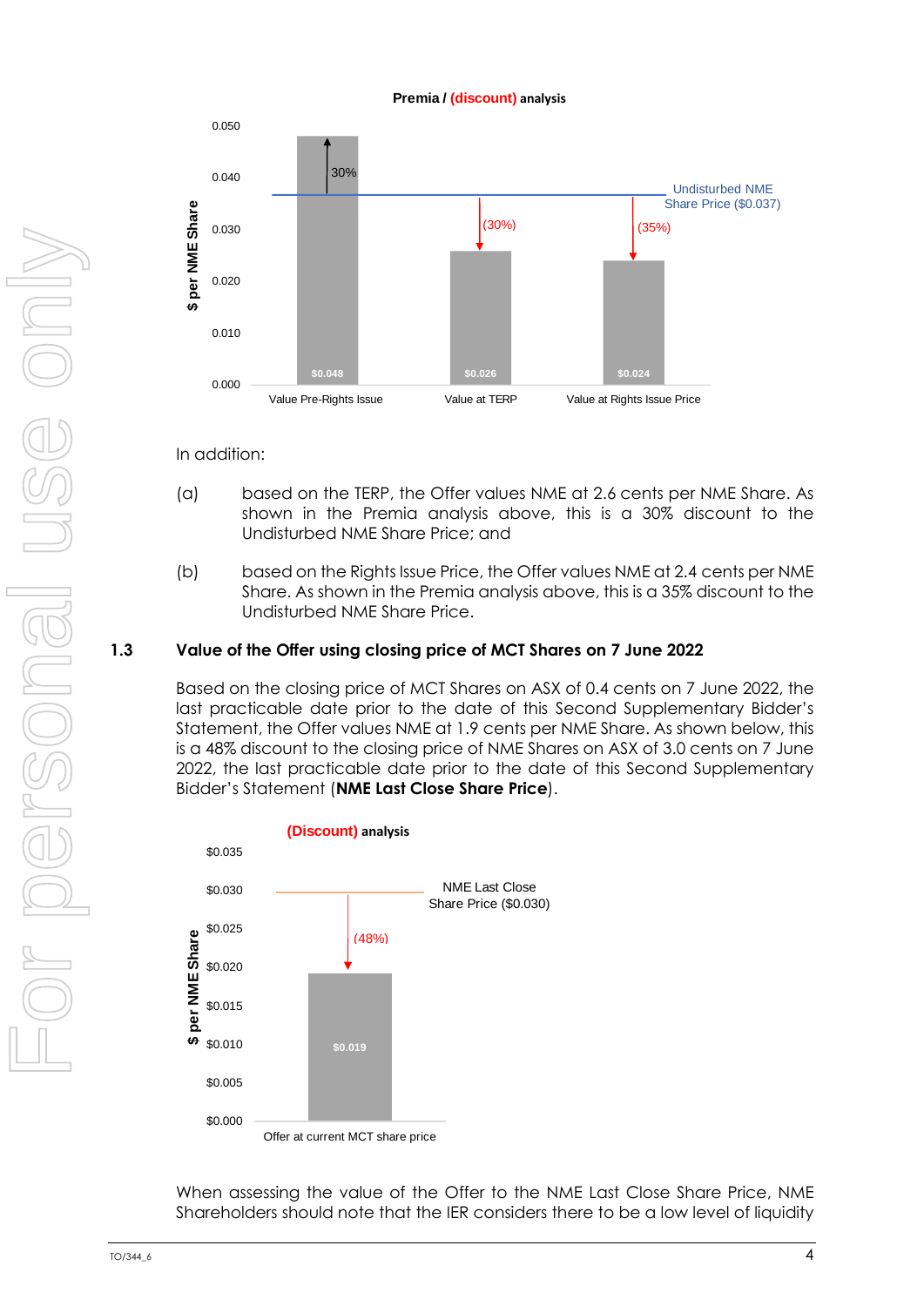Premia / (discount) analysis

$ per NME Share

0.050
0.040
0.030
0.020
0.010
0.000

30%
(30%)
(35%)

Undisturbed NME Share Price ($0.037)

$0.048
$0.026
$0.024

Value Pre-Rights Issue
Value at TERP
Value at Rights Issue Price

In addition:

(a) based on the TERP, the Offer values NME at 2.6 cents per NME Share. As shown in the Premia analysis above, this is a 30% discount to the Undisturbed NME Share Price; and

(b) based on the Rights Issue Price, the Offer values NME at 2.4 cents per NME Share. As shown in the Premia analysis above, this is a 35% discount to the Undisturbed NME Share Price.

### 1.3 Value of the Offer using closing price of MCT Shares on 7 June 2022

Based on the closing price of MCT Shares on ASX of 0.4 cents on 7 June 2022, the last practicable date prior to the date of this Second Supplementary Bidder's Statement, the Offer values NME at 1.9 cents per NME Share. As shown below, this is a 48% discount to the closing price of NME Shares on ASX of 3.0 cents on 7 June 2022, the last practicable date prior to the date of this Second Supplementary Bidder's Statement (**NME Last Close Share Price**).

(Discount) analysis

$ per NME Share

$0.035
$0.030
$0.025
$0.020
$0.015
$0.010
$0.005
$0.000

NME Last Close Share Price ($0.030)

(48%)

$0.019

Offer at current MCT share price

When assessing the value of the Offer to the NME Last Close Share Price, NME Shareholders should note that the IER considers there to be a low level of liquidity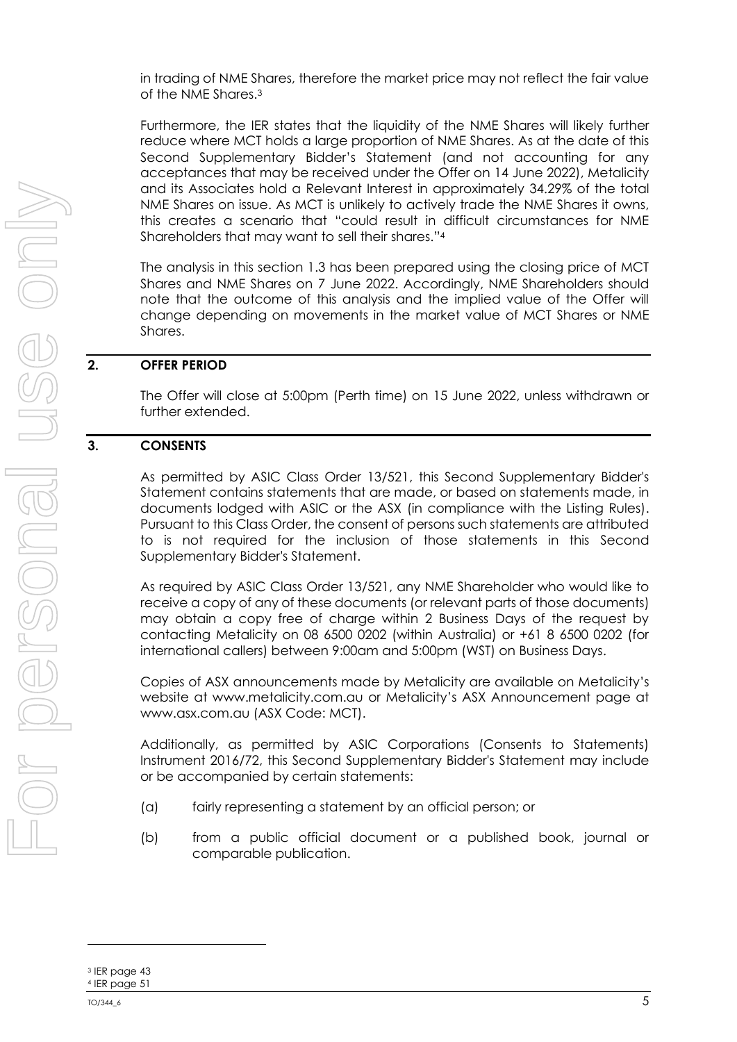in trading of NME Shares, therefore the market price may not reflect the fair value of the NME Shares.[3]

Furthermore, the IER states that the liquidity of the NME Shares will likely further reduce where MCT holds a large proportion of NME Shares. As at the date of this Second Supplementary Bidder's Statement (and not accounting for any acceptances that may be received under the Offer on 14 June 2022), Metalicity and its Associates hold a Relevant Interest in approximately 34.29% of the total NME Shares on issue. As MCT is unlikely to actively trade the NME Shares it owns, this creates a scenario that "could result in difficult circumstances for NME Shareholders that may want to sell their shares."[4]

The analysis in this section 1.3 has been prepared using the closing price of MCT Shares and NME Shares on 7 June 2022. Accordingly, NME Shareholders should note that the outcome of this analysis and the implied value of the Offer will change depending on movements in the market value of MCT Shares or NME Shares.

## 2. OFFER PERIOD

The Offer will close at 5:00pm (Perth time) on 15 June 2022, unless withdrawn or further extended.

## 3. CONSENTS

As permitted by ASIC Class Order 13/521, this Second Supplementary Bidder's Statement contains statements that are made, or based on statements made, in documents lodged with ASIC or the ASX (in compliance with the Listing Rules). Pursuant to this Class Order, the consent of persons such statements are attributed to is not required for the inclusion of those statements in this Second Supplementary Bidder's Statement.

As required by ASIC Class Order 13/521, any NME Shareholder who would like to receive a copy of any of these documents (or relevant parts of those documents) may obtain a copy free of charge within 2 Business Days of the request by contacting Metalicity on 08 6500 0202 (within Australia) or +61 8 6500 0202 (for international callers) between 9:00am and 5:00pm (WST) on Business Days.

Copies of ASX announcements made by Metalicity are available on Metalicity's website at www.metalicity.com.au or Metalicity's ASX Announcement page at www.asx.com.au (ASX Code: MCT).

Additionally, as permitted by ASIC Corporations (Consents to Statements) Instrument 2016/72, this Second Supplementary Bidder's Statement may include or be accompanied by certain statements:

(a) fairly representing a statement by an official person; or

(b) from a public official document or a published book, journal or comparable publication.

---

[3] IER page 43

[4] IER page 51

TO/344_6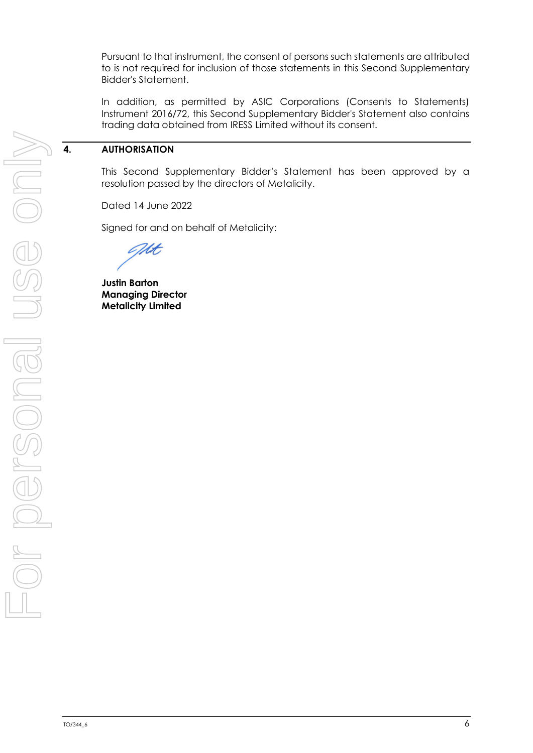Pursuant to that instrument, the consent of persons such statements are attributed to is not required for inclusion of those statements in this Second Supplementary Bidder's Statement.

In addition, as permitted by ASIC Corporations (Consents to Statements) Instrument 2016/72, this Second Supplementary Bidder's Statement also contains trading data obtained from IRESS Limited without its consent.

## 4. AUTHORISATION

This Second Supplementary Bidder's Statement has been approved by a resolution passed by the directors of Metalicity.

Dated 14 June 2022

Signed for and on behalf of Metalicity:

**Justin Barton**
**Managing Director**
**Metalicity Limited**